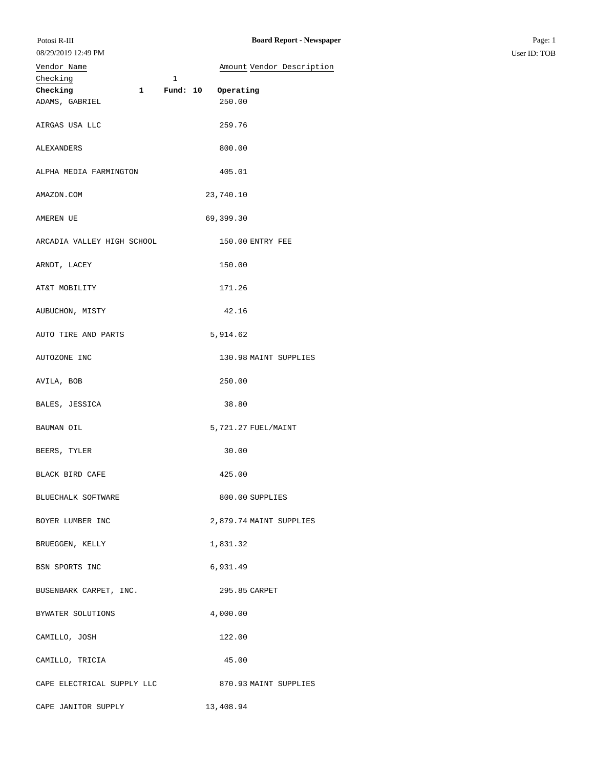Potosi R-III

08/29/2019 12:49 PM

**Board Report - Newspaper**

| Vendor Name | Amount | Vendor Description |
|---|---|---|
| Checking 1 | | |
| **Checking 1 Fund: 10 Operating** | | |
| ADAMS, GABRIEL | 250.00 | |
| AIRGAS USA LLC | 259.76 | |
| ALEXANDERS | 800.00 | |
| ALPHA MEDIA FARMINGTON | 405.01 | |
| AMAZON.COM | 23,740.10 | |
| AMEREN UE | 69,399.30 | |
| ARCADIA VALLEY HIGH SCHOOL | 150.00 | ENTRY FEE |
| ARNDT, LACEY | 150.00 | |
| AT&T MOBILITY | 171.26 | |
| AUBUCHON, MISTY | 42.16 | |
| AUTO TIRE AND PARTS | 5,914.62 | |
| AUTOZONE INC | 130.98 | MAINT SUPPLIES |
| AVILA, BOB | 250.00 | |
| BALES, JESSICA | 38.80 | |
| BAUMAN OIL | 5,721.27 | FUEL/MAINT |
| BEERS, TYLER | 30.00 | |
| BLACK BIRD CAFE | 425.00 | |
| BLUECHALK SOFTWARE | 800.00 | SUPPLIES |
| BOYER LUMBER INC | 2,879.74 | MAINT SUPPLIES |
| BRUEGGEN, KELLY | 1,831.32 | |
| BSN SPORTS INC | 6,931.49 | |
| BUSENBARK CARPET, INC. | 295.85 | CARPET |
| BYWATER SOLUTIONS | 4,000.00 | |
| CAMILLO, JOSH | 122.00 | |
| CAMILLO, TRICIA | 45.00 | |
| CAPE ELECTRICAL SUPPLY LLC | 870.93 | MAINT SUPPLIES |
| CAPE JANITOR SUPPLY | 13,408.94 | |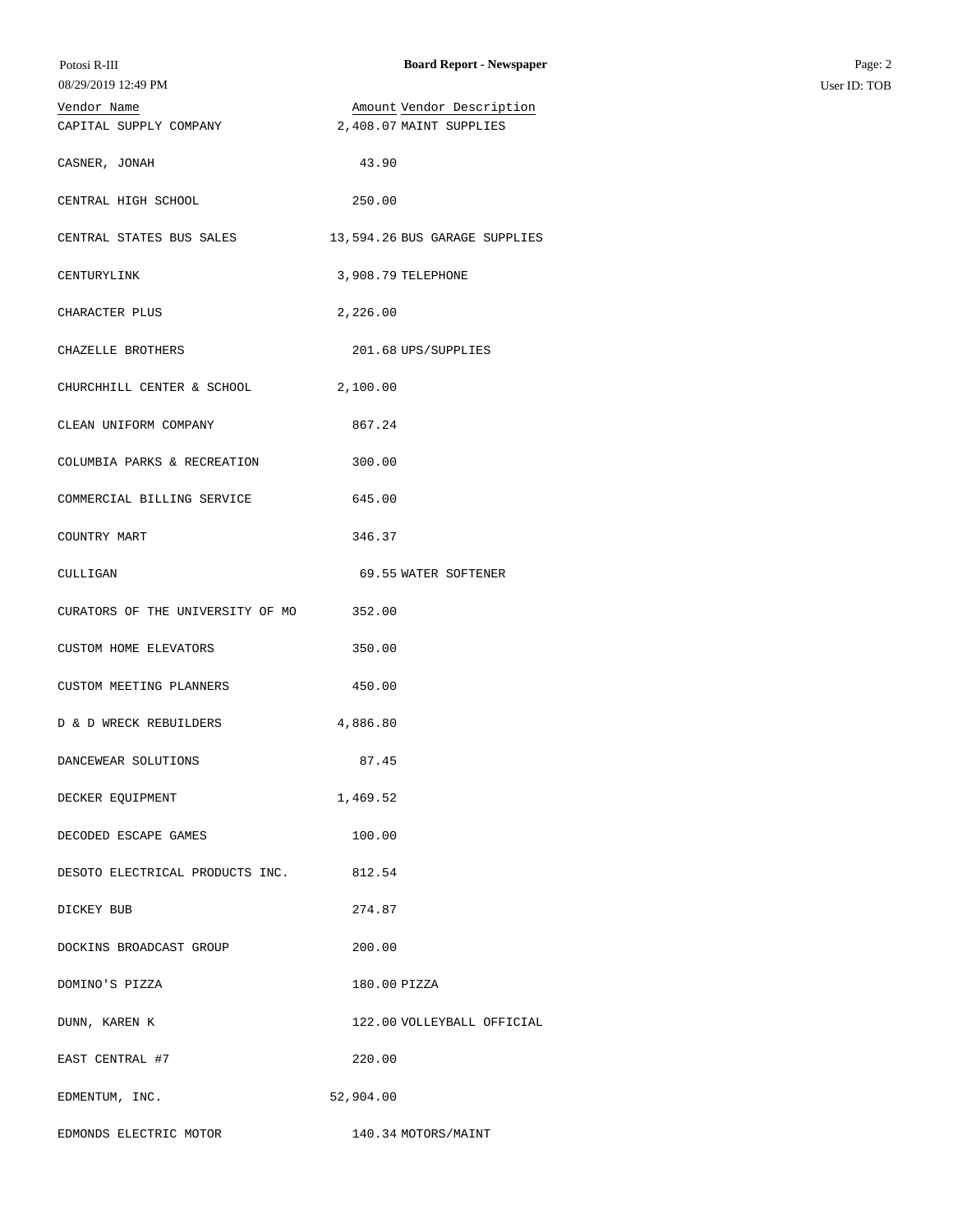| Vendor Name | Amount | Vendor Description |
|---|---|---|
| CAPITAL SUPPLY COMPANY | 2,408.07 | MAINT SUPPLIES |
| CASNER, JONAH | 43.90 | |
| CENTRAL HIGH SCHOOL | 250.00 | |
| CENTRAL STATES BUS SALES | 13,594.26 | BUS GARAGE SUPPLIES |
| CENTURYLINK | 3,908.79 | TELEPHONE |
| CHARACTER PLUS | 2,226.00 | |
| CHAZELLE BROTHERS | 201.68 | UPS/SUPPLIES |
| CHURCHHILL CENTER & SCHOOL | 2,100.00 | |
| CLEAN UNIFORM COMPANY | 867.24 | |
| COLUMBIA PARKS & RECREATION | 300.00 | |
| COMMERCIAL BILLING SERVICE | 645.00 | |
| COUNTRY MART | 346.37 | |
| CULLIGAN | 69.55 | WATER SOFTENER |
| CURATORS OF THE UNIVERSITY OF MO | 352.00 | |
| CUSTOM HOME ELEVATORS | 350.00 | |
| CUSTOM MEETING PLANNERS | 450.00 | |
| D & D WRECK REBUILDERS | 4,886.80 | |
| DANCEWEAR SOLUTIONS | 87.45 | |
| DECKER EQUIPMENT | 1,469.52 | |
| DECODED ESCAPE GAMES | 100.00 | |
| DESOTO ELECTRICAL PRODUCTS INC. | 812.54 | |
| DICKEY BUB | 274.87 | |
| DOCKINS BROADCAST GROUP | 200.00 | |
| DOMINO'S PIZZA | 180.00 | PIZZA |
| DUNN, KAREN K | 122.00 | VOLLEYBALL OFFICIAL |
| EAST CENTRAL #7 | 220.00 | |
| EDMENTUM, INC. | 52,904.00 | |
| EDMONDS ELECTRIC MOTOR | 140.34 | MOTORS/MAINT |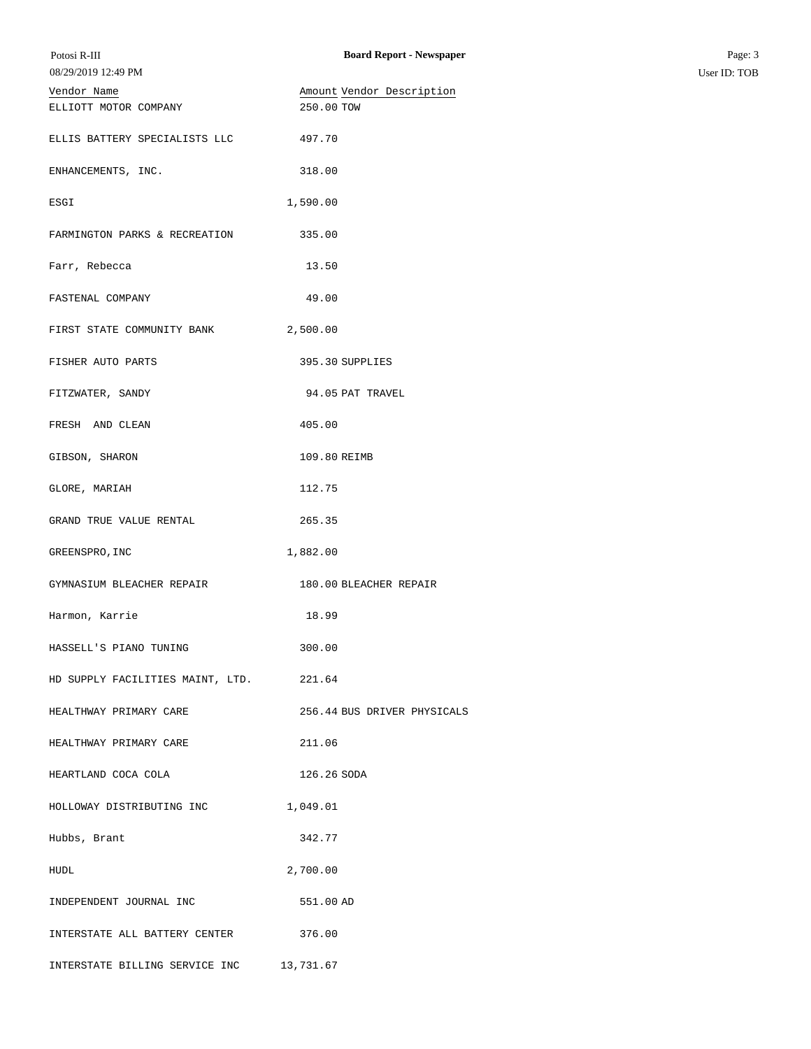| Vendor Name | Amount | Vendor Description |
|---|---|---|
| ELLIOTT MOTOR COMPANY | 250.00 | TOW |
| ELLIS BATTERY SPECIALISTS LLC | 497.70 | |
| ENHANCEMENTS, INC. | 318.00 | |
| ESGI | 1,590.00 | |
| FARMINGTON PARKS & RECREATION | 335.00 | |
| Farr, Rebecca | 13.50 | |
| FASTENAL COMPANY | 49.00 | |
| FIRST STATE COMMUNITY BANK | 2,500.00 | |
| FISHER AUTO PARTS | 395.30 | SUPPLIES |
| FITZWATER, SANDY | 94.05 | PAT TRAVEL |
| FRESH AND CLEAN | 405.00 | |
| GIBSON, SHARON | 109.80 | REIMB |
| GLORE, MARIAH | 112.75 | |
| GRAND TRUE VALUE RENTAL | 265.35 | |
| GREENSPRO,INC | 1,882.00 | |
| GYMNASIUM BLEACHER REPAIR | 180.00 | BLEACHER REPAIR |
| Harmon, Karrie | 18.99 | |
| HASSELL'S PIANO TUNING | 300.00 | |
| HD SUPPLY FACILITIES MAINT, LTD. | 221.64 | |
| HEALTHWAY PRIMARY CARE | 256.44 | BUS DRIVER PHYSICALS |
| HEALTHWAY PRIMARY CARE | 211.06 | |
| HEARTLAND COCA COLA | 126.26 | SODA |
| HOLLOWAY DISTRIBUTING INC | 1,049.01 | |
| Hubbs, Brant | 342.77 | |
| HUDL | 2,700.00 | |
| INDEPENDENT JOURNAL INC | 551.00 | AD |
| INTERSTATE ALL BATTERY CENTER | 376.00 | |
| INTERSTATE BILLING SERVICE INC | 13,731.67 | |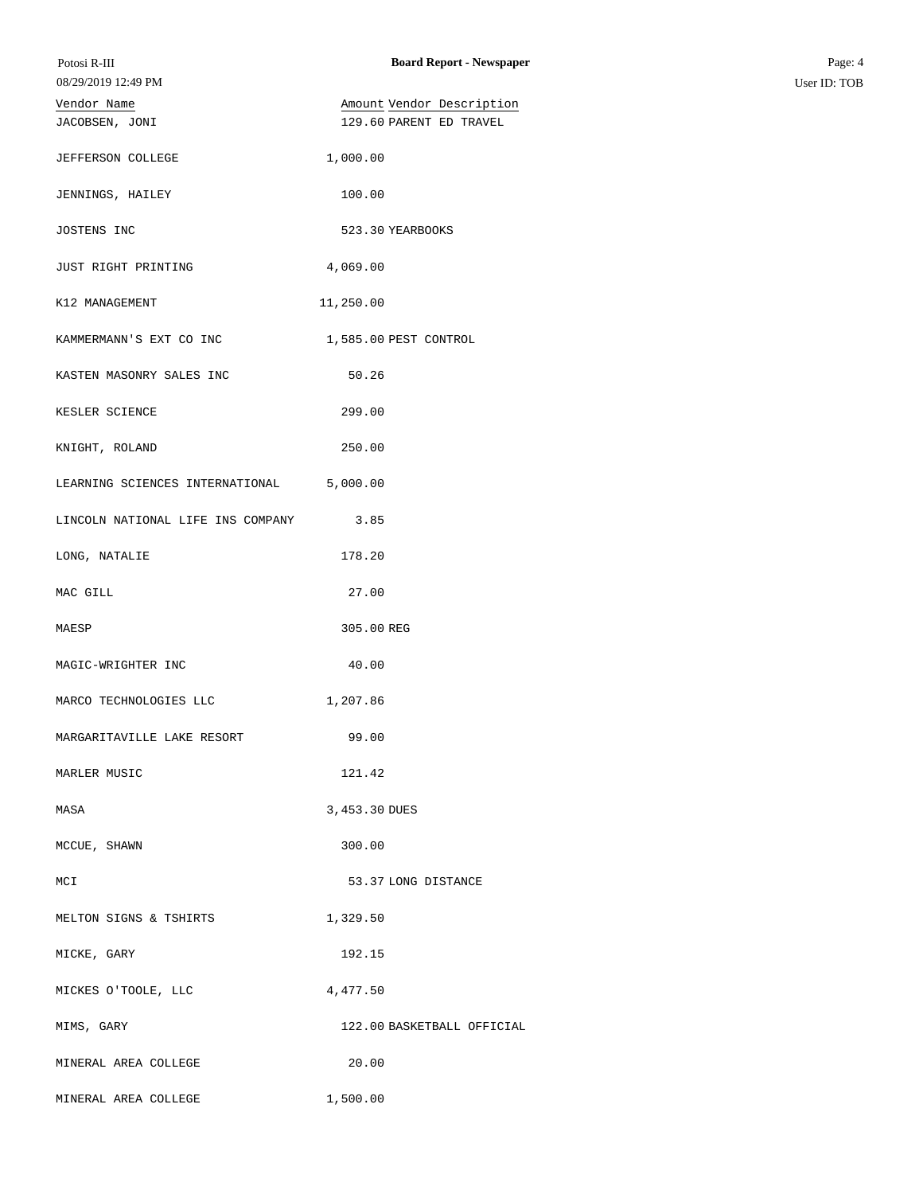| Vendor Name | Amount | Vendor Description |
|---|---|---|
| JACOBSEN, JONI | 129.60 | PARENT ED TRAVEL |
| JEFFERSON COLLEGE | 1,000.00 | |
| JENNINGS, HAILEY | 100.00 | |
| JOSTENS INC | 523.30 | YEARBOOKS |
| JUST RIGHT PRINTING | 4,069.00 | |
| K12 MANAGEMENT | 11,250.00 | |
| KAMMERMANN'S EXT CO INC | 1,585.00 | PEST CONTROL |
| KASTEN MASONRY SALES INC | 50.26 | |
| KESLER SCIENCE | 299.00 | |
| KNIGHT, ROLAND | 250.00 | |
| LEARNING SCIENCES INTERNATIONAL | 5,000.00 | |
| LINCOLN NATIONAL LIFE INS COMPANY | 3.85 | |
| LONG, NATALIE | 178.20 | |
| MAC GILL | 27.00 | |
| MAESP | 305.00 | REG |
| MAGIC-WRIGHTER INC | 40.00 | |
| MARCO TECHNOLOGIES LLC | 1,207.86 | |
| MARGARITAVILLE LAKE RESORT | 99.00 | |
| MARLER MUSIC | 121.42 | |
| MASA | 3,453.30 | DUES |
| MCCUE, SHAWN | 300.00 | |
| MCI | 53.37 | LONG DISTANCE |
| MELTON SIGNS & TSHIRTS | 1,329.50 | |
| MICKE, GARY | 192.15 | |
| MICKES O'TOOLE, LLC | 4,477.50 | |
| MIMS, GARY | 122.00 | BASKETBALL OFFICIAL |
| MINERAL AREA COLLEGE | 20.00 | |
| MINERAL AREA COLLEGE | 1,500.00 | |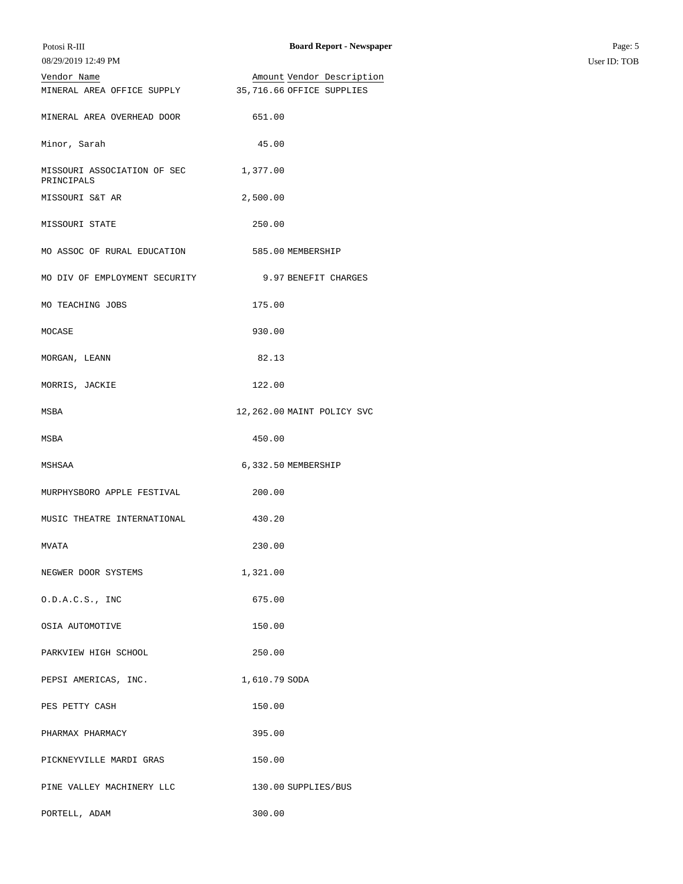| Vendor Name | Amount | Vendor Description |
|---|---|---|
| MINERAL AREA OFFICE SUPPLY | 35,716.66 | OFFICE SUPPLIES |
| MINERAL AREA OVERHEAD DOOR | 651.00 | |
| Minor, Sarah | 45.00 | |
| MISSOURI ASSOCIATION OF SEC PRINCIPALS | 1,377.00 | |
| MISSOURI S&T AR | 2,500.00 | |
| MISSOURI STATE | 250.00 | |
| MO ASSOC OF RURAL EDUCATION | 585.00 | MEMBERSHIP |
| MO DIV OF EMPLOYMENT SECURITY | 9.97 | BENEFIT CHARGES |
| MO TEACHING JOBS | 175.00 | |
| MOCASE | 930.00 | |
| MORGAN, LEANN | 82.13 | |
| MORRIS, JACKIE | 122.00 | |
| MSBA | 12,262.00 | MAINT POLICY SVC |
| MSBA | 450.00 | |
| MSHSAA | 6,332.50 | MEMBERSHIP |
| MURPHYSBORO APPLE FESTIVAL | 200.00 | |
| MUSIC THEATRE INTERNATIONAL | 430.20 | |
| MVATA | 230.00 | |
| NEGWER DOOR SYSTEMS | 1,321.00 | |
| O.D.A.C.S., INC | 675.00 | |
| OSIA AUTOMOTIVE | 150.00 | |
| PARKVIEW HIGH SCHOOL | 250.00 | |
| PEPSI AMERICAS, INC. | 1,610.79 | SODA |
| PES PETTY CASH | 150.00 | |
| PHARMAX PHARMACY | 395.00 | |
| PICKNEYVILLE MARDI GRAS | 150.00 | |
| PINE VALLEY MACHINERY LLC | 130.00 | SUPPLIES/BUS |
| PORTELL, ADAM | 300.00 | |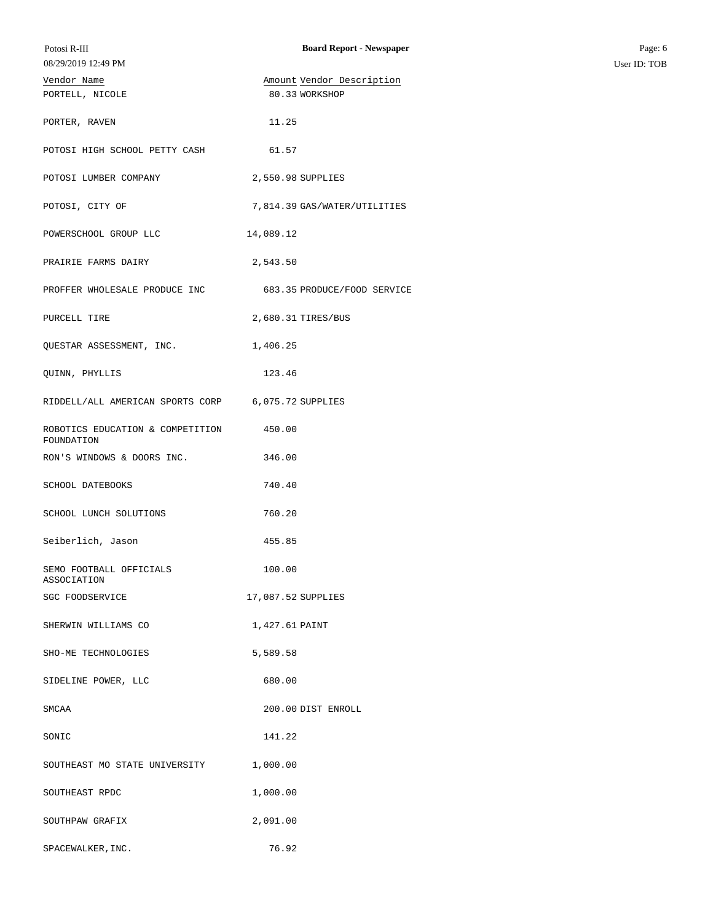| Vendor Name | Amount | Vendor Description |
|---|---|---|
| PORTELL, NICOLE | 80.33 | WORKSHOP |
| PORTER, RAVEN | 11.25 | |
| POTOSI HIGH SCHOOL PETTY CASH | 61.57 | |
| POTOSI LUMBER COMPANY | 2,550.98 | SUPPLIES |
| POTOSI, CITY OF | 7,814.39 | GAS/WATER/UTILITIES |
| POWERSCHOOL GROUP LLC | 14,089.12 | |
| PRAIRIE FARMS DAIRY | 2,543.50 | |
| PROFFER WHOLESALE PRODUCE INC | 683.35 | PRODUCE/FOOD SERVICE |
| PURCELL TIRE | 2,680.31 | TIRES/BUS |
| QUESTAR ASSESSMENT, INC. | 1,406.25 | |
| QUINN, PHYLLIS | 123.46 | |
| RIDDELL/ALL AMERICAN SPORTS CORP | 6,075.72 | SUPPLIES |
| ROBOTICS EDUCATION & COMPETITION FOUNDATION | 450.00 | |
| RON'S WINDOWS & DOORS INC. | 346.00 | |
| SCHOOL DATEBOOKS | 740.40 | |
| SCHOOL LUNCH SOLUTIONS | 760.20 | |
| Seiberlich, Jason | 455.85 | |
| SEMO FOOTBALL OFFICIALS ASSOCIATION | 100.00 | |
| SGC FOODSERVICE | 17,087.52 | SUPPLIES |
| SHERWIN WILLIAMS CO | 1,427.61 | PAINT |
| SHO-ME TECHNOLOGIES | 5,589.58 | |
| SIDELINE POWER, LLC | 680.00 | |
| SMCAA | 200.00 | DIST ENROLL |
| SONIC | 141.22 | |
| SOUTHEAST MO STATE UNIVERSITY | 1,000.00 | |
| SOUTHEAST RPDC | 1,000.00 | |
| SOUTHPAW GRAFIX | 2,091.00 | |
| SPACEWALKER,INC. | 76.92 | |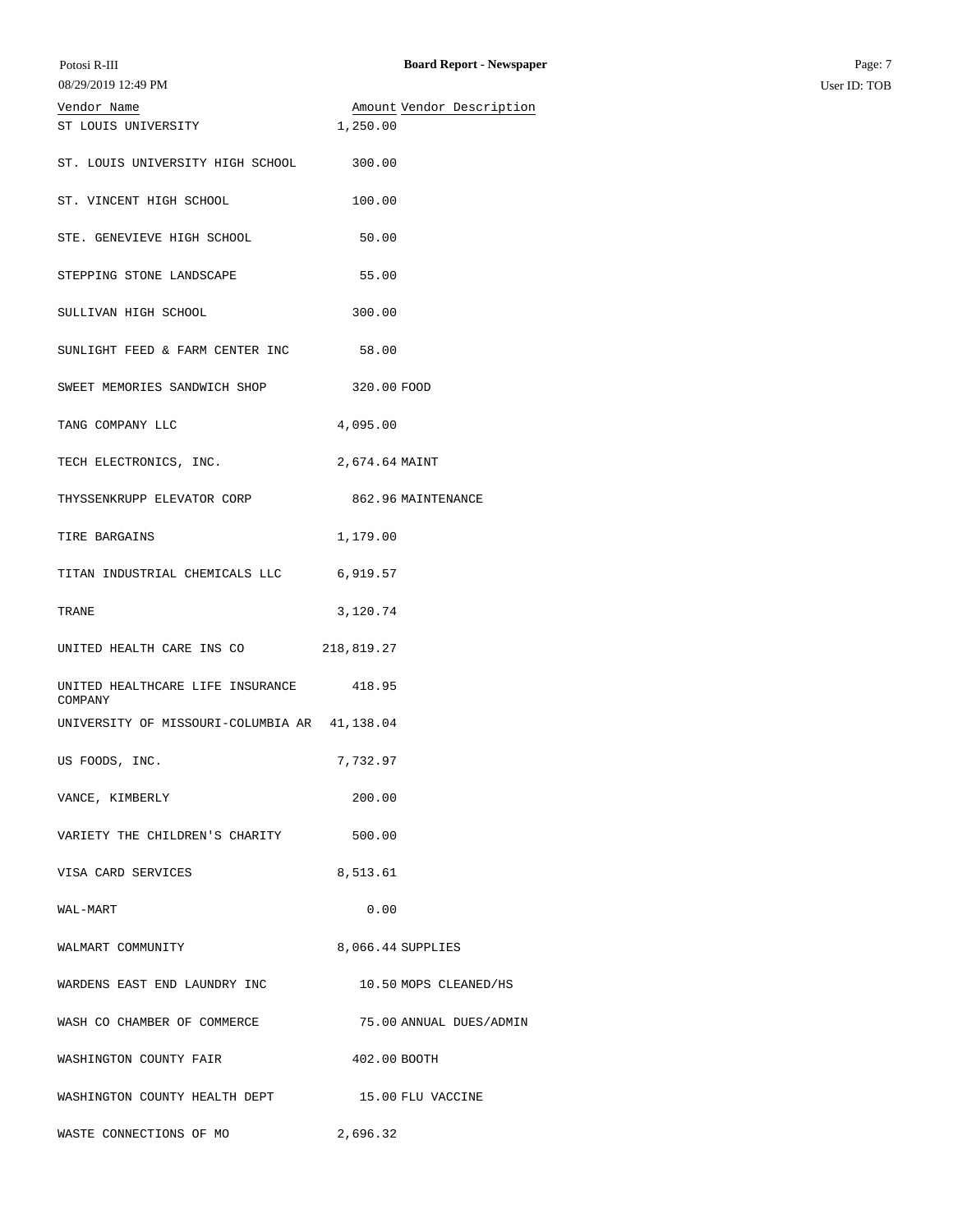| Vendor Name | Amount | Vendor Description |
|---|---|---|
| ST LOUIS UNIVERSITY | 1,250.00 | |
| ST. LOUIS UNIVERSITY HIGH SCHOOL | 300.00 | |
| ST. VINCENT HIGH SCHOOL | 100.00 | |
| STE. GENEVIEVE HIGH SCHOOL | 50.00 | |
| STEPPING STONE LANDSCAPE | 55.00 | |
| SULLIVAN HIGH SCHOOL | 300.00 | |
| SUNLIGHT FEED & FARM CENTER INC | 58.00 | |
| SWEET MEMORIES SANDWICH SHOP | 320.00 | FOOD |
| TANG COMPANY LLC | 4,095.00 | |
| TECH ELECTRONICS, INC. | 2,674.64 | MAINT |
| THYSSENKRUPP ELEVATOR CORP | 862.96 | MAINTENANCE |
| TIRE BARGAINS | 1,179.00 | |
| TITAN INDUSTRIAL CHEMICALS LLC | 6,919.57 | |
| TRANE | 3,120.74 | |
| UNITED HEALTH CARE INS CO | 218,819.27 | |
| UNITED HEALTHCARE LIFE INSURANCE COMPANY | 418.95 | |
| UNIVERSITY OF MISSOURI-COLUMBIA AR | 41,138.04 | |
| US FOODS, INC. | 7,732.97 | |
| VANCE, KIMBERLY | 200.00 | |
| VARIETY THE CHILDREN'S CHARITY | 500.00 | |
| VISA CARD SERVICES | 8,513.61 | |
| WAL-MART | 0.00 | |
| WALMART COMMUNITY | 8,066.44 | SUPPLIES |
| WARDENS EAST END LAUNDRY INC | 10.50 | MOPS CLEANED/HS |
| WASH CO CHAMBER OF COMMERCE | 75.00 | ANNUAL DUES/ADMIN |
| WASHINGTON COUNTY FAIR | 402.00 | BOOTH |
| WASHINGTON COUNTY HEALTH DEPT | 15.00 | FLU VACCINE |
| WASTE CONNECTIONS OF MO | 2,696.32 | |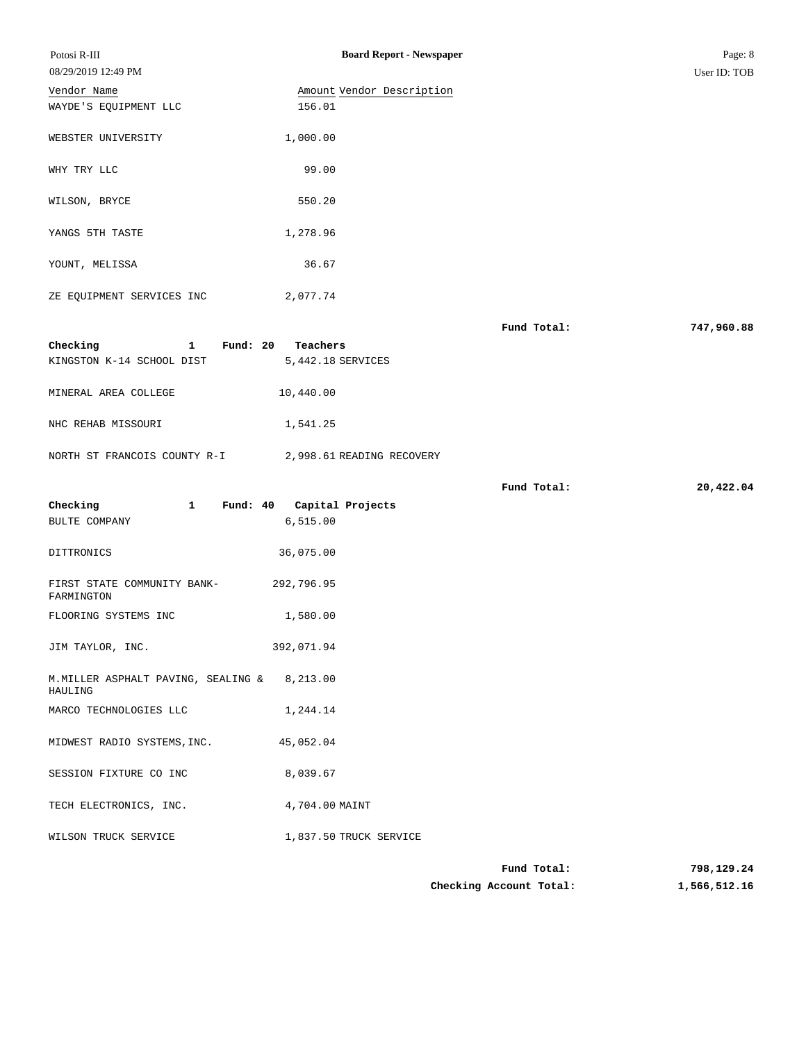| Vendor Name | Amount | Vendor Description | | |
|---|---|---|---|---|
| WAYDE'S EQUIPMENT LLC | 156.01 | | | |
| WEBSTER UNIVERSITY | 1,000.00 | | | |
| WHY TRY LLC | 99.00 | | | |
| WILSON, BRYCE | 550.20 | | | |
| YANGS 5TH TASTE | 1,278.96 | | | |
| YOUNT, MELISSA | 36.67 | | | |
| ZE EQUIPMENT SERVICES INC | 2,077.74 | | | |
| | | | **Fund Total:** | **747,960.88** |
| **Checking 1 Fund: 20** | **Teachers** | | | |
| KINGSTON K-14 SCHOOL DIST | 5,442.18 | SERVICES | | |
| MINERAL AREA COLLEGE | 10,440.00 | | | |
| NHC REHAB MISSOURI | 1,541.25 | | | |
| NORTH ST FRANCOIS COUNTY R-I | 2,998.61 | READING RECOVERY | | |
| | | | **Fund Total:** | **20,422.04** |
| **Checking 1 Fund: 40** | **Capital Projects** | | | |
| BULTE COMPANY | 6,515.00 | | | |
| DITTRONICS | 36,075.00 | | | |
| FIRST STATE COMMUNITY BANK-FARMINGTON | 292,796.95 | | | |
| FLOORING SYSTEMS INC | 1,580.00 | | | |
| JIM TAYLOR, INC. | 392,071.94 | | | |
| M.MILLER ASPHALT PAVING, SEALING & HAULING | 8,213.00 | | | |
| MARCO TECHNOLOGIES LLC | 1,244.14 | | | |
| MIDWEST RADIO SYSTEMS,INC. | 45,052.04 | | | |
| SESSION FIXTURE CO INC | 8,039.67 | | | |
| TECH ELECTRONICS, INC. | 4,704.00 | MAINT | | |
| WILSON TRUCK SERVICE | 1,837.50 | TRUCK SERVICE | | |
| | | | **Fund Total:** | **798,129.24** |
| | | | **Checking Account Total:** | **1,566,512.16** |